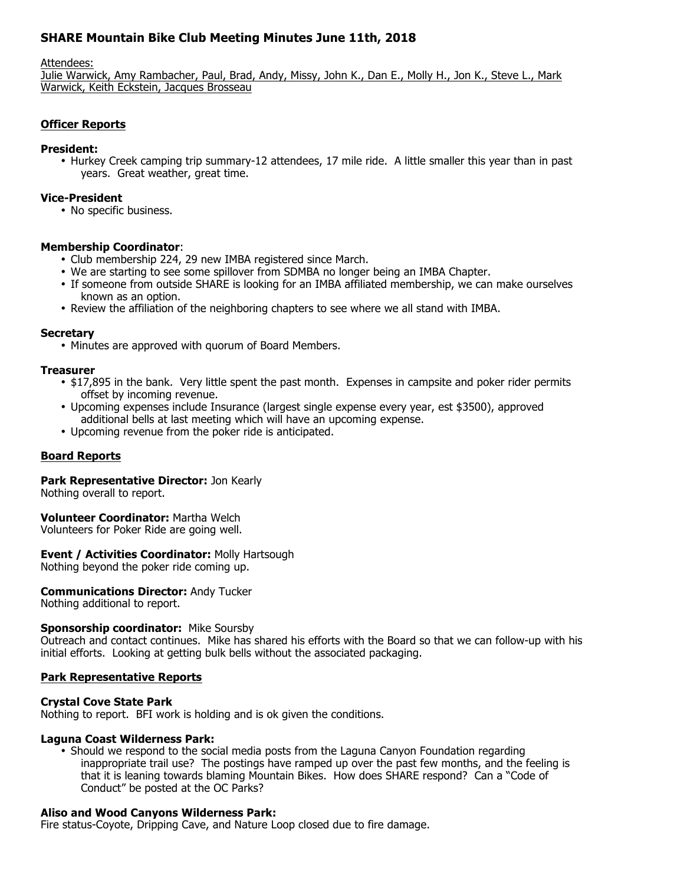# SHARE Mountain Bike Club Meeting Minutes June 11th, 2018

Attendees:
Julie Warwick, Amy Rambacher, Paul, Brad, Andy, Missy, John K., Dan E., Molly H., Jon K., Steve L., Mark Warwick, Keith Eckstein, Jacques Brosseau

## Officer Reports

### President:

- Hurkey Creek camping trip summary-12 attendees, 17 mile ride. A little smaller this year than in past years. Great weather, great time.

### Vice-President

- No specific business.

### Membership Coordinator:

- Club membership 224, 29 new IMBA registered since March.
- We are starting to see some spillover from SDMBA no longer being an IMBA Chapter.
- If someone from outside SHARE is looking for an IMBA affiliated membership, we can make ourselves known as an option.
- Review the affiliation of the neighboring chapters to see where we all stand with IMBA.

### Secretary

- Minutes are approved with quorum of Board Members.

### Treasurer

- $17,895 in the bank. Very little spent the past month. Expenses in campsite and poker rider permits offset by incoming revenue.
- Upcoming expenses include Insurance (largest single expense every year, est $3500), approved additional bells at last meeting which will have an upcoming expense.
- Upcoming revenue from the poker ride is anticipated.

## Board Reports

**Park Representative Director:** Jon Kearly
Nothing overall to report.

**Volunteer Coordinator:** Martha Welch
Volunteers for Poker Ride are going well.

**Event / Activities Coordinator:** Molly Hartsough
Nothing beyond the poker ride coming up.

**Communications Director:** Andy Tucker
Nothing additional to report.

**Sponsorship coordinator:** Mike Soursby
Outreach and contact continues. Mike has shared his efforts with the Board so that we can follow-up with his initial efforts. Looking at getting bulk bells without the associated packaging.

## Park Representative Reports

### Crystal Cove State Park

Nothing to report. BFI work is holding and is ok given the conditions.

### Laguna Coast Wilderness Park:

- Should we respond to the social media posts from the Laguna Canyon Foundation regarding inappropriate trail use? The postings have ramped up over the past few months, and the feeling is that it is leaning towards blaming Mountain Bikes. How does SHARE respond? Can a "Code of Conduct" be posted at the OC Parks?

### Aliso and Wood Canyons Wilderness Park:

Fire status-Coyote, Dripping Cave, and Nature Loop closed due to fire damage.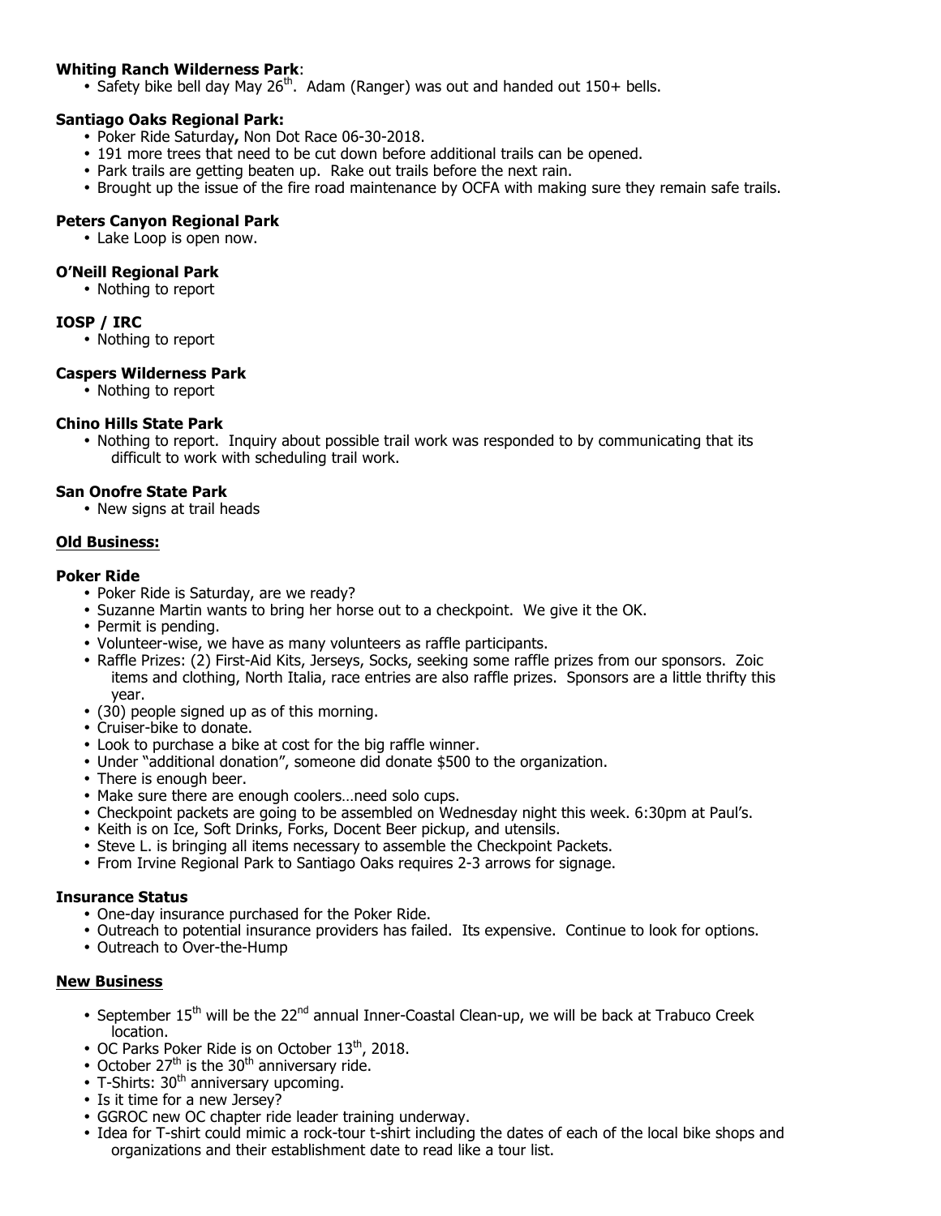**Whiting Ranch Wilderness Park**:

- Safety bike bell day May 26th. Adam (Ranger) was out and handed out 150+ bells.

**Santiago Oaks Regional Park:**

- Poker Ride Saturday**,** Non Dot Race 06-30-2018.
- 191 more trees that need to be cut down before additional trails can be opened.
- Park trails are getting beaten up. Rake out trails before the next rain.
- Brought up the issue of the fire road maintenance by OCFA with making sure they remain safe trails.

**Peters Canyon Regional Park**

- Lake Loop is open now.

**O'Neill Regional Park**

- Nothing to report

**IOSP / IRC**

- Nothing to report

**Caspers Wilderness Park**

- Nothing to report

**Chino Hills State Park**

- Nothing to report. Inquiry about possible trail work was responded to by communicating that its difficult to work with scheduling trail work.

**San Onofre State Park**

- New signs at trail heads

**<u>Old Business:</u>**

**Poker Ride**

- Poker Ride is Saturday, are we ready?
- Suzanne Martin wants to bring her horse out to a checkpoint. We give it the OK.
- Permit is pending.
- Volunteer-wise, we have as many volunteers as raffle participants.
- Raffle Prizes: (2) First-Aid Kits, Jerseys, Socks, seeking some raffle prizes from our sponsors. Zoic items and clothing, North Italia, race entries are also raffle prizes. Sponsors are a little thrifty this year.
- (30) people signed up as of this morning.
- Cruiser-bike to donate.
- Look to purchase a bike at cost for the big raffle winner.
- Under "additional donation", someone did donate $500 to the organization.
- There is enough beer.
- Make sure there are enough coolers…need solo cups.
- Checkpoint packets are going to be assembled on Wednesday night this week. 6:30pm at Paul's.
- Keith is on Ice, Soft Drinks, Forks, Docent Beer pickup, and utensils.
- Steve L. is bringing all items necessary to assemble the Checkpoint Packets.
- From Irvine Regional Park to Santiago Oaks requires 2-3 arrows for signage.

**Insurance Status**

- One-day insurance purchased for the Poker Ride.
- Outreach to potential insurance providers has failed. Its expensive. Continue to look for options.
- Outreach to Over-the-Hump

**<u>New Business</u>**

- September 15th will be the 22nd annual Inner-Coastal Clean-up, we will be back at Trabuco Creek location.
- OC Parks Poker Ride is on October 13th, 2018.
- October 27th is the 30th anniversary ride.
- T-Shirts: 30th anniversary upcoming.
- Is it time for a new Jersey?
- GGROC new OC chapter ride leader training underway.
- Idea for T-shirt could mimic a rock-tour t-shirt including the dates of each of the local bike shops and organizations and their establishment date to read like a tour list.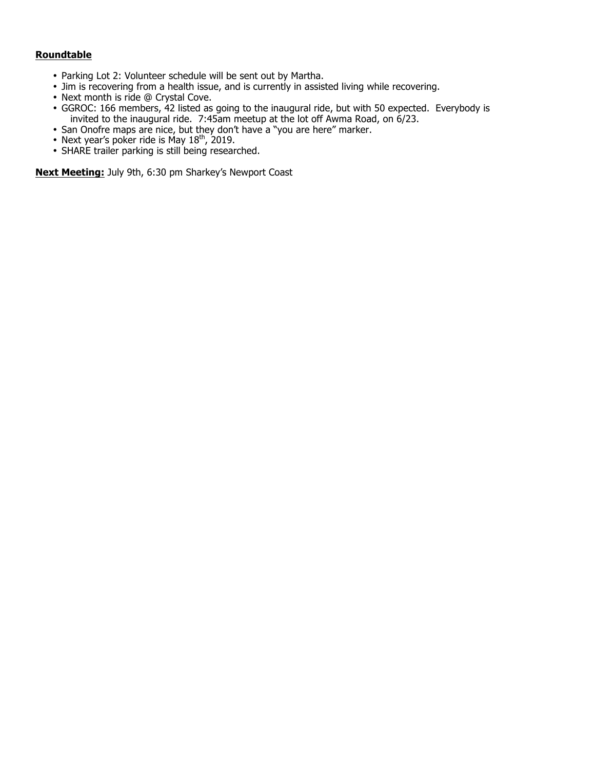**Roundtable**

- Parking Lot 2: Volunteer schedule will be sent out by Martha.
- Jim is recovering from a health issue, and is currently in assisted living while recovering.
- Next month is ride @ Crystal Cove.
- GGROC: 166 members, 42 listed as going to the inaugural ride, but with 50 expected. Everybody is invited to the inaugural ride. 7:45am meetup at the lot off Awma Road, on 6/23.
- San Onofre maps are nice, but they don't have a "you are here" marker.
- Next year's poker ride is May 18th, 2019.
- SHARE trailer parking is still being researched.

**Next Meeting:** July 9th, 6:30 pm Sharkey's Newport Coast